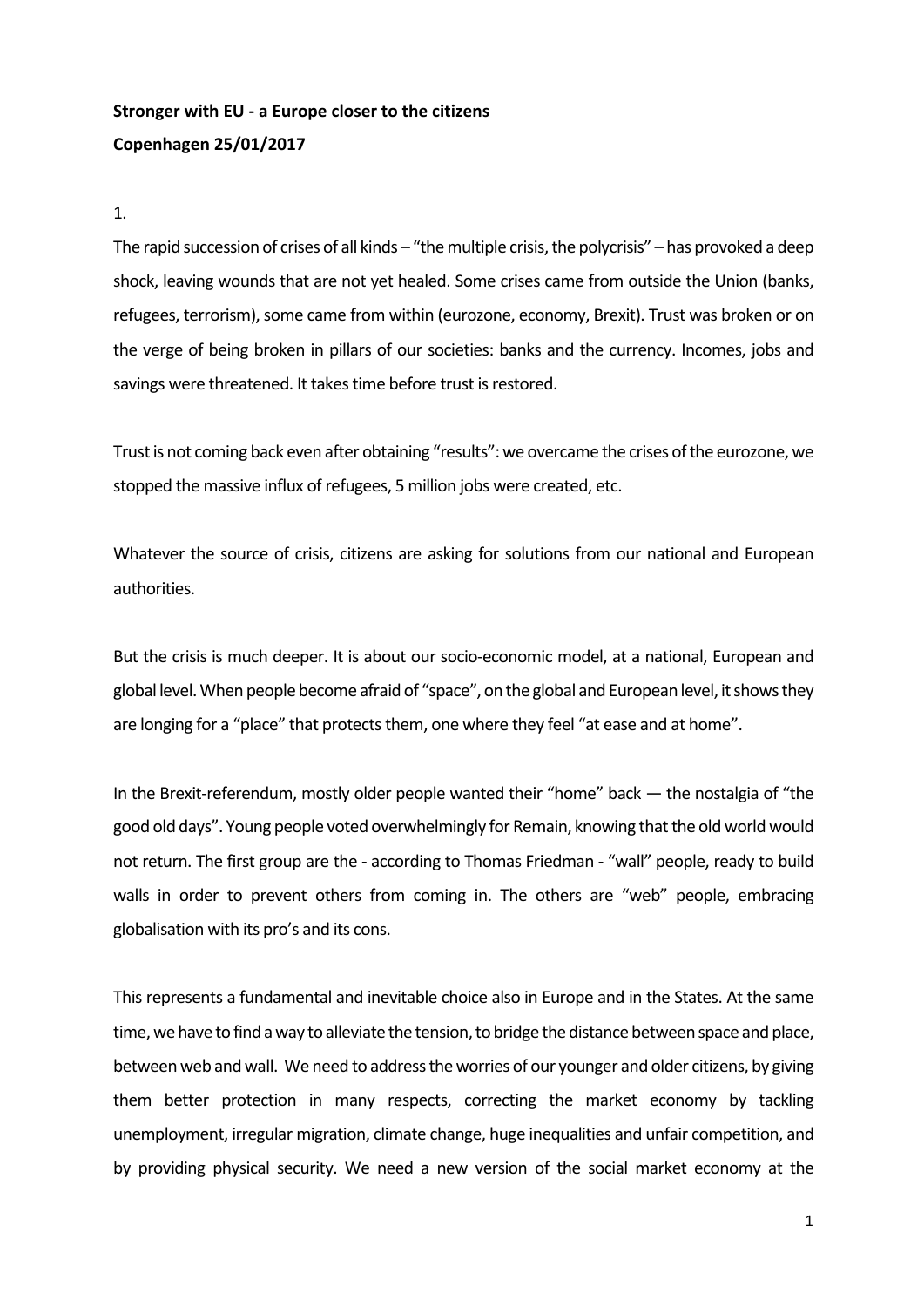**Stronger with EU - a Europe closer to the citizens**

**Copenhagen 25/01/2017**

1.

The rapid succession of crises of all kinds – "the multiple crisis, the polycrisis" – has provoked a deep shock, leaving wounds that are not yet healed. Some crises came from outside the Union (banks, refugees, terrorism), some came from within (eurozone, economy, Brexit). Trust was broken or on the verge of being broken in pillars of our societies: banks and the currency. Incomes, jobs and savings were threatened. It takes time before trust is restored.

Trust is not coming back even after obtaining "results": we overcame the crises of the eurozone, we stopped the massive influx of refugees, 5 million jobs were created, etc.

Whatever the source of crisis, citizens are asking for solutions from our national and European authorities.

But the crisis is much deeper. It is about our socio-economic model, at a national, European and global level. When people become afraid of "space", on the global and European level, it shows they are longing for a "place" that protects them, one where they feel "at ease and at home".

In the Brexit-referendum, mostly older people wanted their "home" back — the nostalgia of "the good old days". Young people voted overwhelmingly for Remain, knowing that the old world would not return. The first group are the - according to Thomas Friedman - "wall" people, ready to build walls in order to prevent others from coming in. The others are "web" people, embracing globalisation with its pro's and its cons.

This represents a fundamental and inevitable choice also in Europe and in the States. At the same time, we have to find a way to alleviate the tension, to bridge the distance between space and place, between web and wall. We need to address the worries of our younger and older citizens, by giving them better protection in many respects, correcting the market economy by tackling unemployment, irregular migration, climate change, huge inequalities and unfair competition, and by providing physical security. We need a new version of the social market economy at the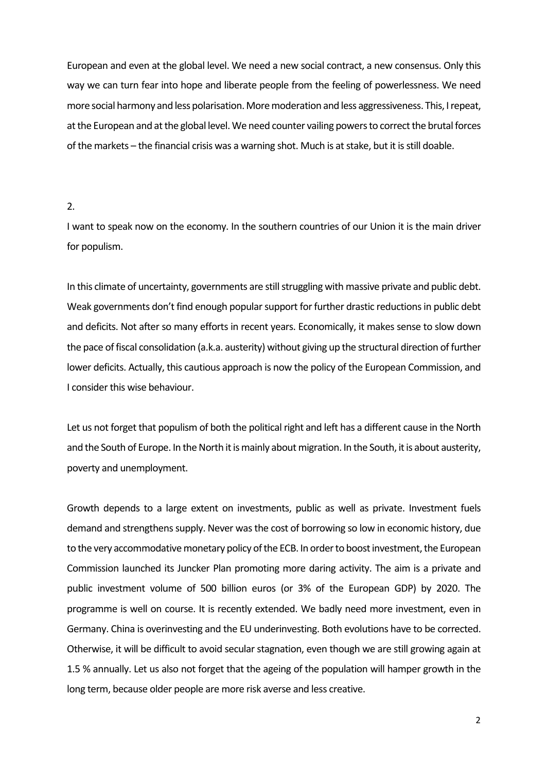European and even at the global level. We need a new social contract, a new consensus. Only this way we can turn fear into hope and liberate people from the feeling of powerlessness. We need more social harmony and less polarisation. More moderation and less aggressiveness. This, I repeat, at the European and at the global level. We need counter vailing powers to correct the brutal forces of the markets – the financial crisis was a warning shot. Much is at stake, but it is still doable.

2.

I want to speak now on the economy. In the southern countries of our Union it is the main driver for populism.

In this climate of uncertainty, governments are still struggling with massive private and public debt. Weak governments don't find enough popular support for further drastic reductions in public debt and deficits. Not after so many efforts in recent years. Economically, it makes sense to slow down the pace of fiscal consolidation (a.k.a. austerity) without giving up the structural direction of further lower deficits. Actually, this cautious approach is now the policy of the European Commission, and I consider this wise behaviour.

Let us not forget that populism of both the political right and left has a different cause in the North and the South of Europe. In the North it is mainly about migration. In the South, it is about austerity, poverty and unemployment.

Growth depends to a large extent on investments, public as well as private. Investment fuels demand and strengthens supply. Never was the cost of borrowing so low in economic history, due to the very accommodative monetary policy of the ECB. In order to boost investment, the European Commission launched its Juncker Plan promoting more daring activity. The aim is a private and public investment volume of 500 billion euros (or 3% of the European GDP) by 2020. The programme is well on course. It is recently extended. We badly need more investment, even in Germany. China is overinvesting and the EU underinvesting. Both evolutions have to be corrected. Otherwise, it will be difficult to avoid secular stagnation, even though we are still growing again at 1.5 % annually. Let us also not forget that the ageing of the population will hamper growth in the long term, because older people are more risk averse and less creative.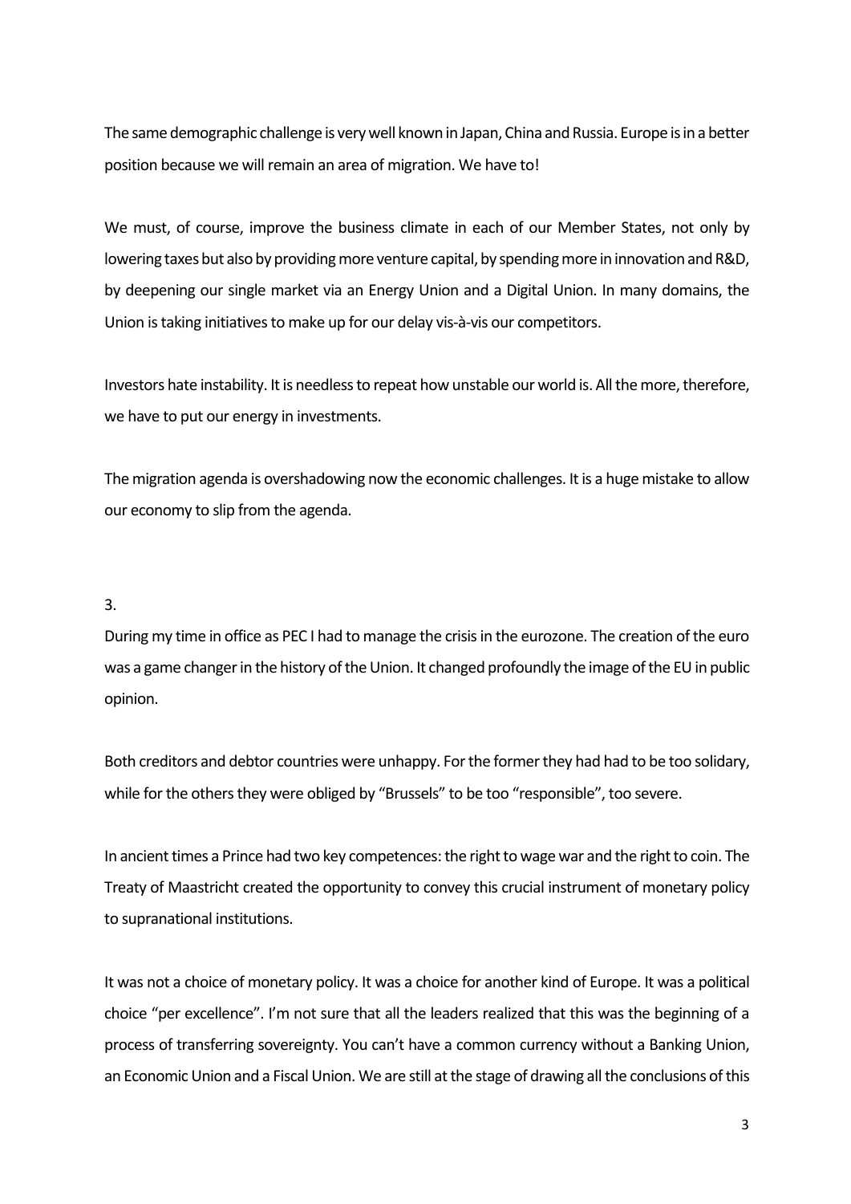The same demographic challenge is very well known in Japan, China and Russia. Europe is in a better position because we will remain an area of migration. We have to!

We must, of course, improve the business climate in each of our Member States, not only by lowering taxes but also by providing more venture capital, by spending more in innovation and R&D, by deepening our single market via an Energy Union and a Digital Union. In many domains, the Union is taking initiatives to make up for our delay vis-à-vis our competitors.

Investors hate instability. It is needless to repeat how unstable our world is. All the more, therefore, we have to put our energy in investments.

The migration agenda is overshadowing now the economic challenges. It is a huge mistake to allow our economy to slip from the agenda.

3.

During my time in office as PEC I had to manage the crisis in the eurozone. The creation of the euro was a game changer in the history of the Union. It changed profoundly the image of the EU in public opinion.

Both creditors and debtor countries were unhappy. For the former they had had to be too solidary, while for the others they were obliged by "Brussels" to be too "responsible", too severe.

In ancient times a Prince had two key competences: the right to wage war and the right to coin. The Treaty of Maastricht created the opportunity to convey this crucial instrument of monetary policy to supranational institutions.

It was not a choice of monetary policy. It was a choice for another kind of Europe. It was a political choice "per excellence". I'm not sure that all the leaders realized that this was the beginning of a process of transferring sovereignty. You can't have a common currency without a Banking Union, an Economic Union and a Fiscal Union. We are still at the stage of drawing all the conclusions of this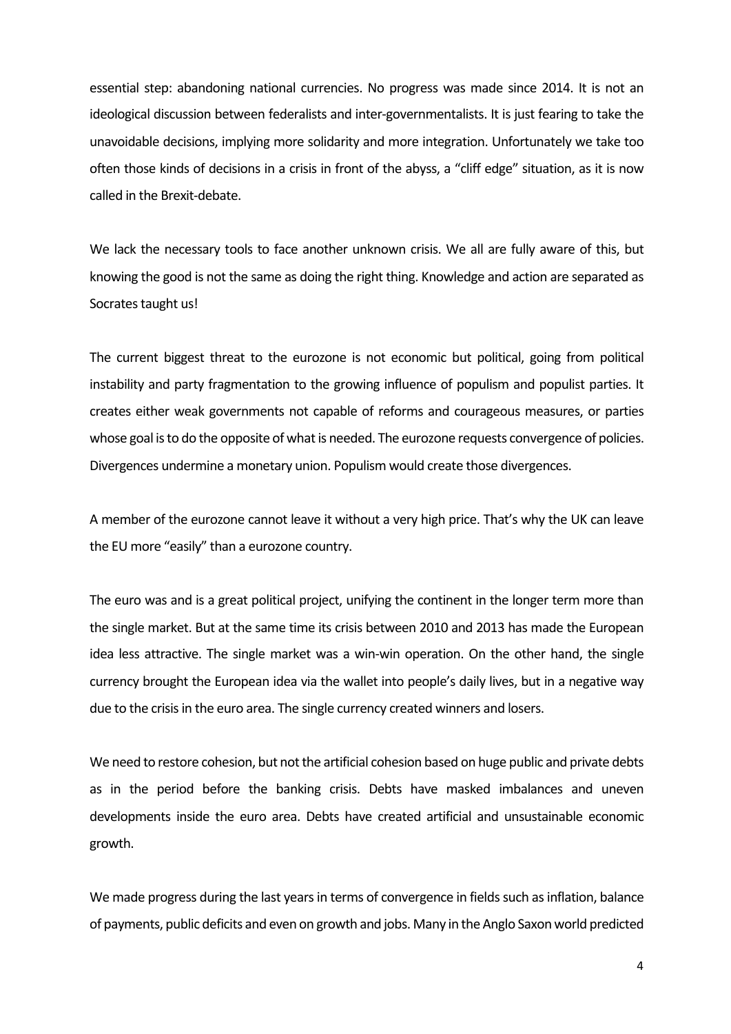essential step: abandoning national currencies. No progress was made since 2014. It is not an ideological discussion between federalists and inter-governmentalists. It is just fearing to take the unavoidable decisions, implying more solidarity and more integration. Unfortunately we take too often those kinds of decisions in a crisis in front of the abyss, a "cliff edge" situation, as it is now called in the Brexit-debate.

We lack the necessary tools to face another unknown crisis. We all are fully aware of this, but knowing the good is not the same as doing the right thing. Knowledge and action are separated as Socrates taught us!

The current biggest threat to the eurozone is not economic but political, going from political instability and party fragmentation to the growing influence of populism and populist parties. It creates either weak governments not capable of reforms and courageous measures, or parties whose goal is to do the opposite of what is needed. The eurozone requests convergence of policies. Divergences undermine a monetary union. Populism would create those divergences.

A member of the eurozone cannot leave it without a very high price. That's why the UK can leave the EU more "easily" than a eurozone country.

The euro was and is a great political project, unifying the continent in the longer term more than the single market. But at the same time its crisis between 2010 and 2013 has made the European idea less attractive. The single market was a win-win operation. On the other hand, the single currency brought the European idea via the wallet into people's daily lives, but in a negative way due to the crisis in the euro area. The single currency created winners and losers.

We need to restore cohesion, but not the artificial cohesion based on huge public and private debts as in the period before the banking crisis. Debts have masked imbalances and uneven developments inside the euro area. Debts have created artificial and unsustainable economic growth.

We made progress during the last years in terms of convergence in fields such as inflation, balance of payments, public deficits and even on growth and jobs. Many in the Anglo Saxon world predicted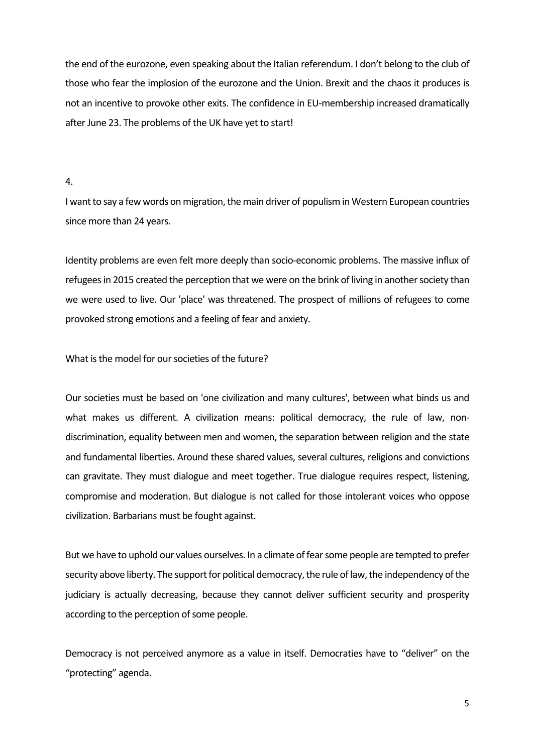the end of the eurozone, even speaking about the Italian referendum. I don't belong to the club of those who fear the implosion of the eurozone and the Union. Brexit and the chaos it produces is not an incentive to provoke other exits. The confidence in EU-membership increased dramatically after June 23. The problems of the UK have yet to start!

4.

I want to say a few words on migration, the main driver of populism in Western European countries since more than 24 years.

Identity problems are even felt more deeply than socio-economic problems. The massive influx of refugees in 2015 created the perception that we were on the brink of living in another society than we were used to live. Our 'place' was threatened. The prospect of millions of refugees to come provoked strong emotions and a feeling of fear and anxiety.

What is the model for our societies of the future?

Our societies must be based on 'one civilization and many cultures', between what binds us and what makes us different. A civilization means: political democracy, the rule of law, non-discrimination, equality between men and women, the separation between religion and the state and fundamental liberties. Around these shared values, several cultures, religions and convictions can gravitate. They must dialogue and meet together. True dialogue requires respect, listening, compromise and moderation. But dialogue is not called for those intolerant voices who oppose civilization. Barbarians must be fought against.

But we have to uphold our values ourselves. In a climate of fear some people are tempted to prefer security above liberty. The support for political democracy, the rule of law, the independency of the judiciary is actually decreasing, because they cannot deliver sufficient security and prosperity according to the perception of some people.

Democracy is not perceived anymore as a value in itself. Democraties have to "deliver" on the "protecting" agenda.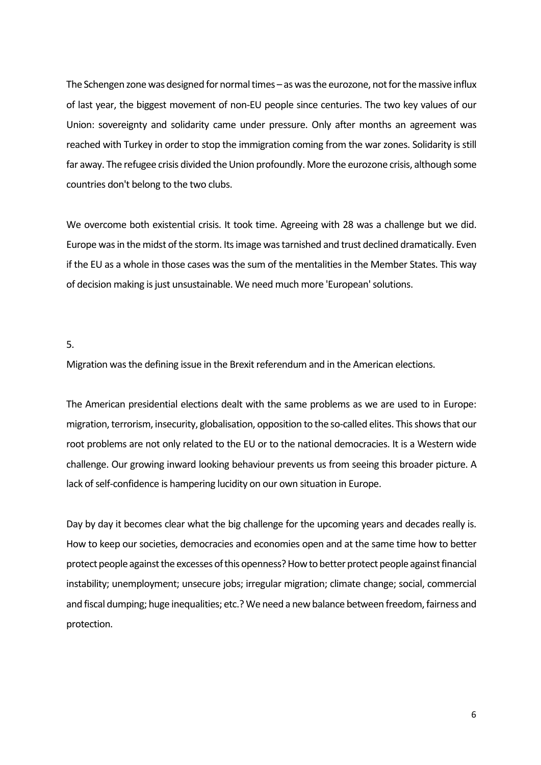The Schengen zone was designed for normal times – as was the eurozone, not for the massive influx of last year, the biggest movement of non-EU people since centuries. The two key values of our Union: sovereignty and solidarity came under pressure. Only after months an agreement was reached with Turkey in order to stop the immigration coming from the war zones. Solidarity is still far away. The refugee crisis divided the Union profoundly. More the eurozone crisis, although some countries don't belong to the two clubs.

We overcome both existential crisis. It took time. Agreeing with 28 was a challenge but we did. Europe was in the midst of the storm. Its image was tarnished and trust declined dramatically. Even if the EU as a whole in those cases was the sum of the mentalities in the Member States. This way of decision making is just unsustainable. We need much more 'European' solutions.

5.

Migration was the defining issue in the Brexit referendum and in the American elections.

The American presidential elections dealt with the same problems as we are used to in Europe: migration, terrorism, insecurity, globalisation, opposition to the so-called elites. This shows that our root problems are not only related to the EU or to the national democracies. It is a Western wide challenge. Our growing inward looking behaviour prevents us from seeing this broader picture. A lack of self-confidence is hampering lucidity on our own situation in Europe.

Day by day it becomes clear what the big challenge for the upcoming years and decades really is. How to keep our societies, democracies and economies open and at the same time how to better protect people against the excesses of this openness? How to better protect people against financial instability; unemployment; unsecure jobs; irregular migration; climate change; social, commercial and fiscal dumping; huge inequalities; etc.? We need a new balance between freedom, fairness and protection.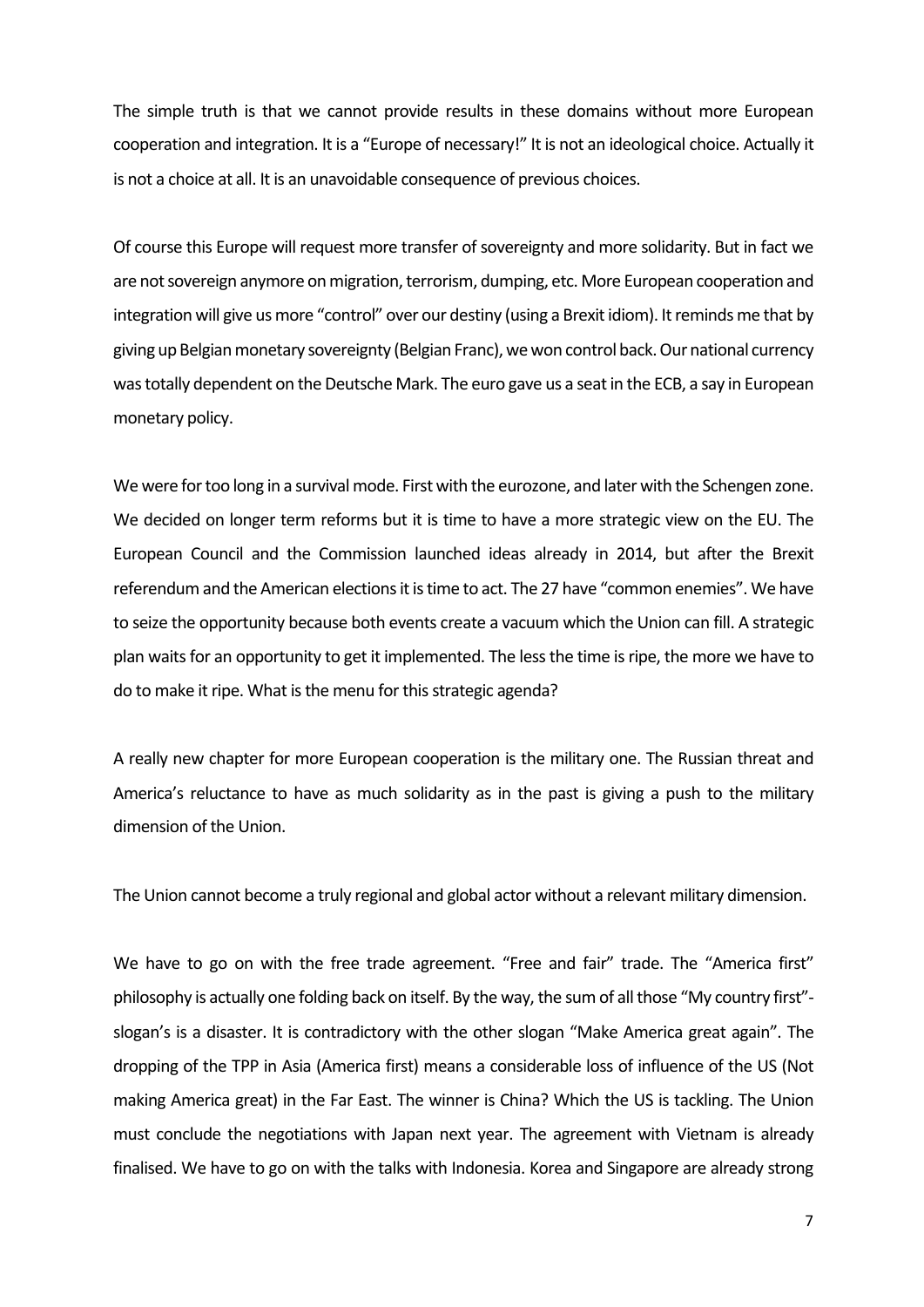The simple truth is that we cannot provide results in these domains without more European cooperation and integration. It is a "Europe of necessary!" It is not an ideological choice. Actually it is not a choice at all. It is an unavoidable consequence of previous choices.

Of course this Europe will request more transfer of sovereignty and more solidarity. But in fact we are not sovereign anymore on migration, terrorism, dumping, etc. More European cooperation and integration will give us more "control" over our destiny (using a Brexit idiom). It reminds me that by giving up Belgian monetary sovereignty (Belgian Franc), we won control back. Our national currency was totally dependent on the Deutsche Mark. The euro gave us a seat in the ECB, a say in European monetary policy.

We were for too long in a survival mode. First with the eurozone, and later with the Schengen zone. We decided on longer term reforms but it is time to have a more strategic view on the EU. The European Council and the Commission launched ideas already in 2014, but after the Brexit referendum and the American elections it is time to act. The 27 have "common enemies". We have to seize the opportunity because both events create a vacuum which the Union can fill. A strategic plan waits for an opportunity to get it implemented. The less the time is ripe, the more we have to do to make it ripe. What is the menu for this strategic agenda?

A really new chapter for more European cooperation is the military one. The Russian threat and America's reluctance to have as much solidarity as in the past is giving a push to the military dimension of the Union.

The Union cannot become a truly regional and global actor without a relevant military dimension.

We have to go on with the free trade agreement. "Free and fair" trade. The "America first" philosophy is actually one folding back on itself. By the way, the sum of all those "My country first"-slogan's is a disaster. It is contradictory with the other slogan "Make America great again". The dropping of the TPP in Asia (America first) means a considerable loss of influence of the US (Not making America great) in the Far East. The winner is China? Which the US is tackling. The Union must conclude the negotiations with Japan next year. The agreement with Vietnam is already finalised. We have to go on with the talks with Indonesia. Korea and Singapore are already strong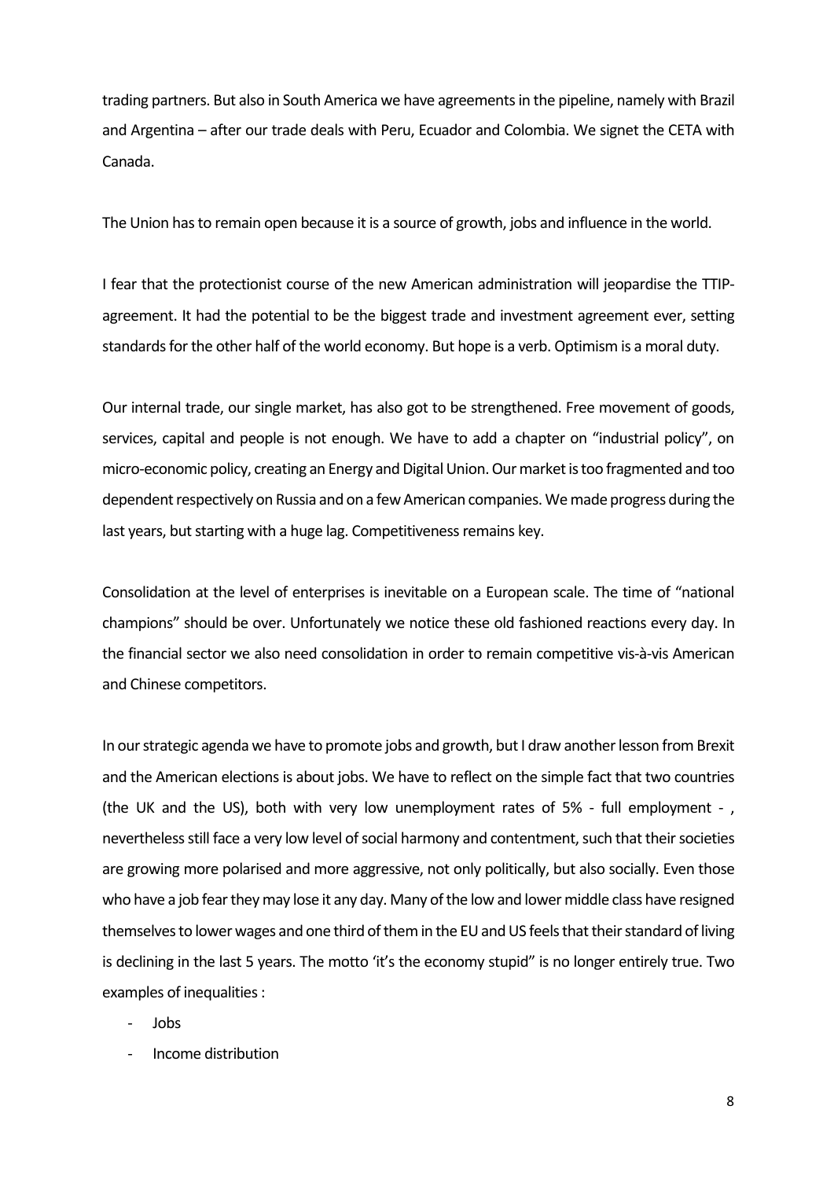trading partners. But also in South America we have agreements in the pipeline, namely with Brazil and Argentina – after our trade deals with Peru, Ecuador and Colombia. We signet the CETA with Canada.

The Union has to remain open because it is a source of growth, jobs and influence in the world.

I fear that the protectionist course of the new American administration will jeopardise the TTIP-agreement. It had the potential to be the biggest trade and investment agreement ever, setting standards for the other half of the world economy. But hope is a verb. Optimism is a moral duty.

Our internal trade, our single market, has also got to be strengthened. Free movement of goods, services, capital and people is not enough. We have to add a chapter on "industrial policy", on micro-economic policy, creating an Energy and Digital Union. Our market is too fragmented and too dependent respectively on Russia and on a few American companies. We made progress during the last years, but starting with a huge lag. Competitiveness remains key.

Consolidation at the level of enterprises is inevitable on a European scale. The time of "national champions" should be over. Unfortunately we notice these old fashioned reactions every day. In the financial sector we also need consolidation in order to remain competitive vis-à-vis American and Chinese competitors.

In our strategic agenda we have to promote jobs and growth, but I draw another lesson from Brexit and the American elections is about jobs. We have to reflect on the simple fact that two countries (the UK and the US), both with very low unemployment rates of 5% - full employment - , nevertheless still face a very low level of social harmony and contentment, such that their societies are growing more polarised and more aggressive, not only politically, but also socially. Even those who have a job fear they may lose it any day. Many of the low and lower middle class have resigned themselves to lower wages and one third of them in the EU and US feels that their standard of living is declining in the last 5 years. The motto 'it's the economy stupid" is no longer entirely true. Two examples of inequalities :

- Jobs
- Income distribution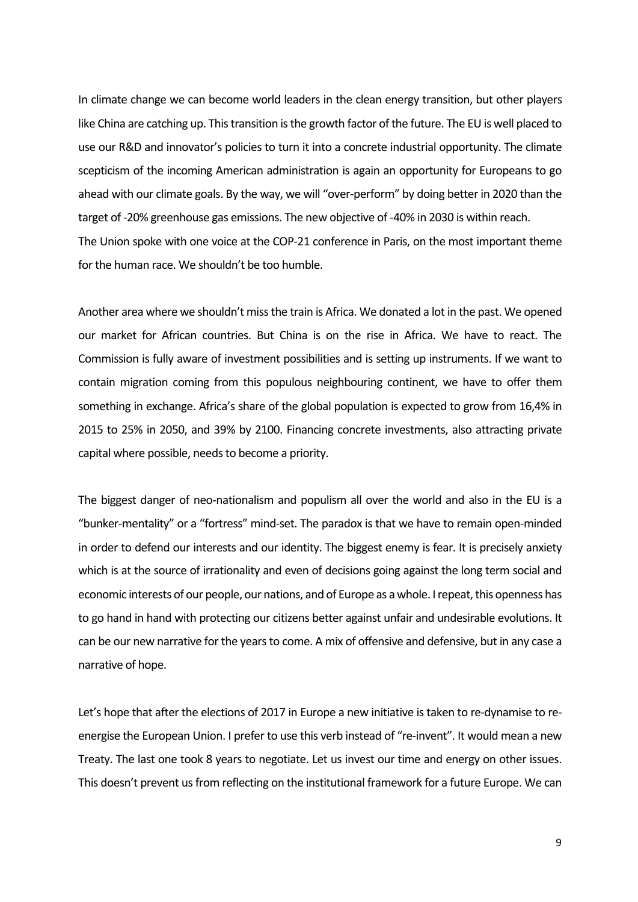In climate change we can become world leaders in the clean energy transition, but other players like China are catching up. This transition is the growth factor of the future. The EU is well placed to use our R&D and innovator's policies to turn it into a concrete industrial opportunity. The climate scepticism of the incoming American administration is again an opportunity for Europeans to go ahead with our climate goals. By the way, we will "over-perform" by doing better in 2020 than the target of -20% greenhouse gas emissions. The new objective of -40% in 2030 is within reach.
The Union spoke with one voice at the COP-21 conference in Paris, on the most important theme for the human race. We shouldn't be too humble.

Another area where we shouldn't miss the train is Africa. We donated a lot in the past. We opened our market for African countries. But China is on the rise in Africa. We have to react. The Commission is fully aware of investment possibilities and is setting up instruments. If we want to contain migration coming from this populous neighbouring continent, we have to offer them something in exchange. Africa's share of the global population is expected to grow from 16,4% in 2015 to 25% in 2050, and 39% by 2100. Financing concrete investments, also attracting private capital where possible, needs to become a priority.

The biggest danger of neo-nationalism and populism all over the world and also in the EU is a "bunker-mentality" or a "fortress" mind-set. The paradox is that we have to remain open-minded in order to defend our interests and our identity. The biggest enemy is fear. It is precisely anxiety which is at the source of irrationality and even of decisions going against the long term social and economic interests of our people, our nations, and of Europe as a whole. I repeat, this openness has to go hand in hand with protecting our citizens better against unfair and undesirable evolutions. It can be our new narrative for the years to come. A mix of offensive and defensive, but in any case a narrative of hope.

Let's hope that after the elections of 2017 in Europe a new initiative is taken to re-dynamise to re-energise the European Union. I prefer to use this verb instead of "re-invent". It would mean a new Treaty. The last one took 8 years to negotiate. Let us invest our time and energy on other issues. This doesn't prevent us from reflecting on the institutional framework for a future Europe. We can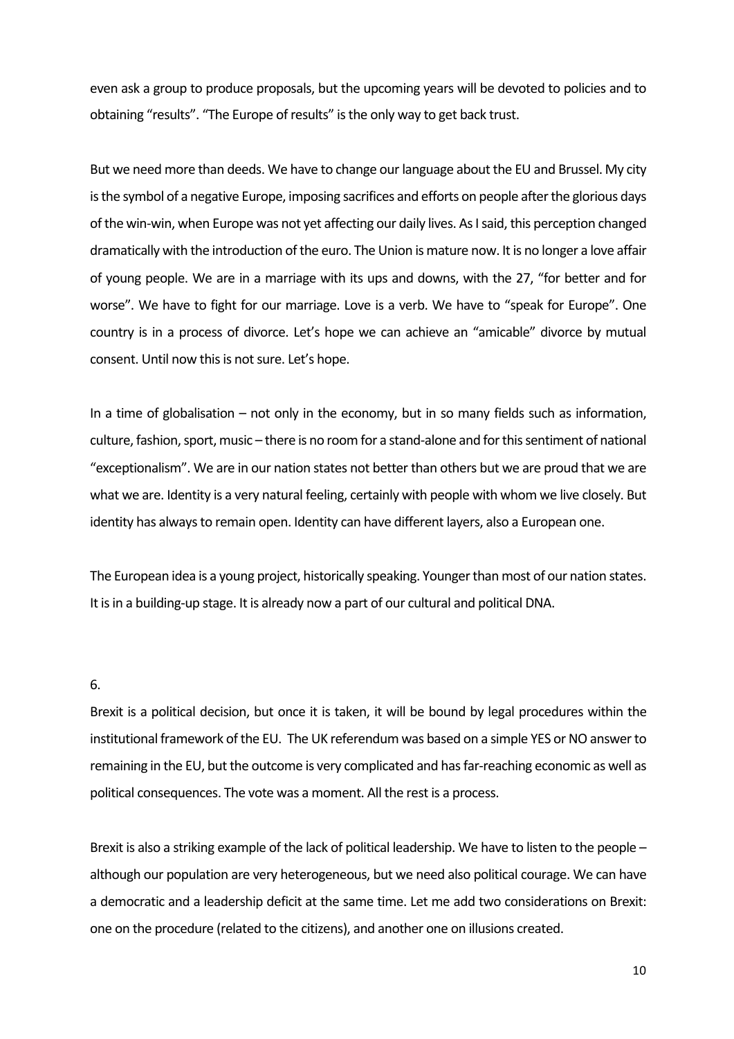even ask a group to produce proposals, but the upcoming years will be devoted to policies and to obtaining "results". "The Europe of results" is the only way to get back trust.

But we need more than deeds. We have to change our language about the EU and Brussel. My city is the symbol of a negative Europe, imposing sacrifices and efforts on people after the glorious days of the win-win, when Europe was not yet affecting our daily lives. As I said, this perception changed dramatically with the introduction of the euro. The Union is mature now. It is no longer a love affair of young people. We are in a marriage with its ups and downs, with the 27, "for better and for worse". We have to fight for our marriage. Love is a verb. We have to "speak for Europe". One country is in a process of divorce. Let's hope we can achieve an "amicable" divorce by mutual consent. Until now this is not sure. Let's hope.

In a time of globalisation – not only in the economy, but in so many fields such as information, culture, fashion, sport, music – there is no room for a stand-alone and for this sentiment of national "exceptionalism". We are in our nation states not better than others but we are proud that we are what we are. Identity is a very natural feeling, certainly with people with whom we live closely. But identity has always to remain open. Identity can have different layers, also a European one.

The European idea is a young project, historically speaking. Younger than most of our nation states. It is in a building-up stage. It is already now a part of our cultural and political DNA.

6.

Brexit is a political decision, but once it is taken, it will be bound by legal procedures within the institutional framework of the EU. The UK referendum was based on a simple YES or NO answer to remaining in the EU, but the outcome is very complicated and has far-reaching economic as well as political consequences. The vote was a moment. All the rest is a process.

Brexit is also a striking example of the lack of political leadership. We have to listen to the people – although our population are very heterogeneous, but we need also political courage. We can have a democratic and a leadership deficit at the same time. Let me add two considerations on Brexit: one on the procedure (related to the citizens), and another one on illusions created.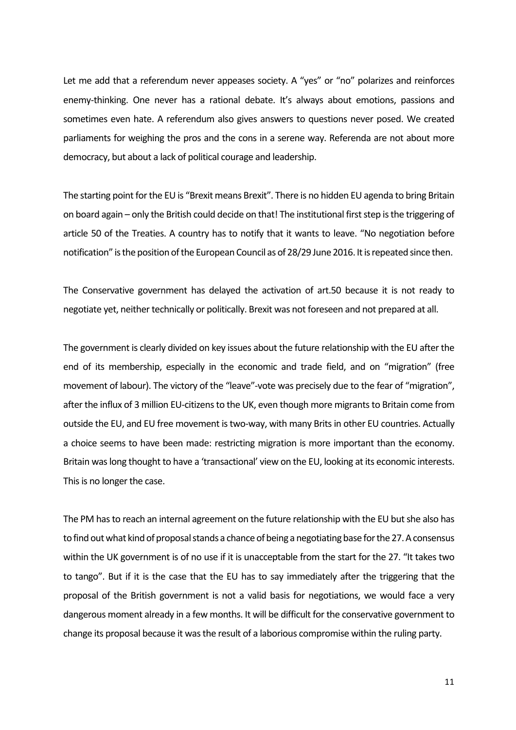Let me add that a referendum never appeases society. A “yes” or “no” polarizes and reinforces enemy-thinking. One never has a rational debate. It’s always about emotions, passions and sometimes even hate. A referendum also gives answers to questions never posed. We created parliaments for weighing the pros and the cons in a serene way. Referenda are not about more democracy, but about a lack of political courage and leadership.

The starting point for the EU is “Brexit means Brexit”. There is no hidden EU agenda to bring Britain on board again – only the British could decide on that! The institutional first step is the triggering of article 50 of the Treaties. A country has to notify that it wants to leave. “No negotiation before notification” is the position of the European Council as of 28/29 June 2016. It is repeated since then.

The Conservative government has delayed the activation of art.50 because it is not ready to negotiate yet, neither technically or politically. Brexit was not foreseen and not prepared at all.

The government is clearly divided on key issues about the future relationship with the EU after the end of its membership, especially in the economic and trade field, and on “migration” (free movement of labour). The victory of the “leave”-vote was precisely due to the fear of “migration”, after the influx of 3 million EU-citizens to the UK, even though more migrants to Britain come from outside the EU, and EU free movement is two-way, with many Brits in other EU countries. Actually a choice seems to have been made: restricting migration is more important than the economy. Britain was long thought to have a ‘transactional’ view on the EU, looking at its economic interests. This is no longer the case.

The PM has to reach an internal agreement on the future relationship with the EU but she also has to find out what kind of proposal stands a chance of being a negotiating base for the 27. A consensus within the UK government is of no use if it is unacceptable from the start for the 27. “It takes two to tango”. But if it is the case that the EU has to say immediately after the triggering that the proposal of the British government is not a valid basis for negotiations, we would face a very dangerous moment already in a few months. It will be difficult for the conservative government to change its proposal because it was the result of a laborious compromise within the ruling party.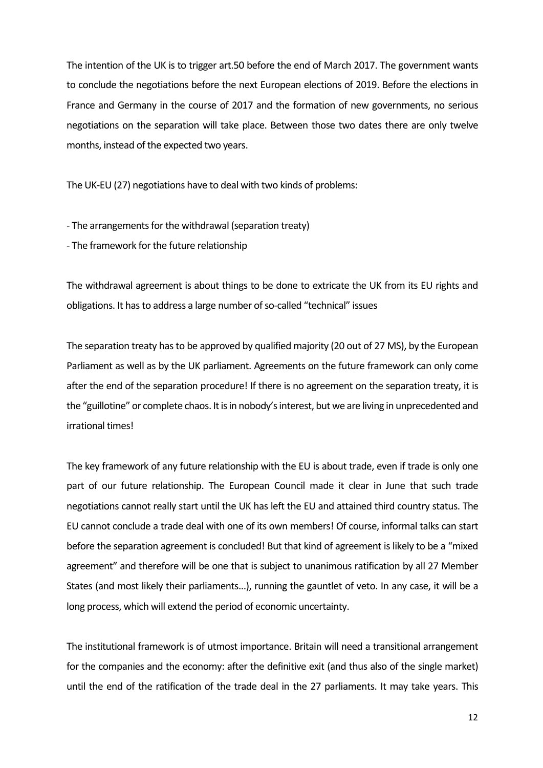The intention of the UK is to trigger art.50 before the end of March 2017. The government wants to conclude the negotiations before the next European elections of 2019. Before the elections in France and Germany in the course of 2017 and the formation of new governments, no serious negotiations on the separation will take place. Between those two dates there are only twelve months, instead of the expected two years.

The UK-EU (27) negotiations have to deal with two kinds of problems:

- The arrangements for the withdrawal (separation treaty)
- The framework for the future relationship

The withdrawal agreement is about things to be done to extricate the UK from its EU rights and obligations. It has to address a large number of so-called "technical" issues

The separation treaty has to be approved by qualified majority (20 out of 27 MS), by the European Parliament as well as by the UK parliament. Agreements on the future framework can only come after the end of the separation procedure! If there is no agreement on the separation treaty, it is the "guillotine" or complete chaos. It is in nobody's interest, but we are living in unprecedented and irrational times!

The key framework of any future relationship with the EU is about trade, even if trade is only one part of our future relationship. The European Council made it clear in June that such trade negotiations cannot really start until the UK has left the EU and attained third country status. The EU cannot conclude a trade deal with one of its own members! Of course, informal talks can start before the separation agreement is concluded! But that kind of agreement is likely to be a "mixed agreement" and therefore will be one that is subject to unanimous ratification by all 27 Member States (and most likely their parliaments...), running the gauntlet of veto. In any case, it will be a long process, which will extend the period of economic uncertainty.

The institutional framework is of utmost importance. Britain will need a transitional arrangement for the companies and the economy: after the definitive exit (and thus also of the single market) until the end of the ratification of the trade deal in the 27 parliaments. It may take years. This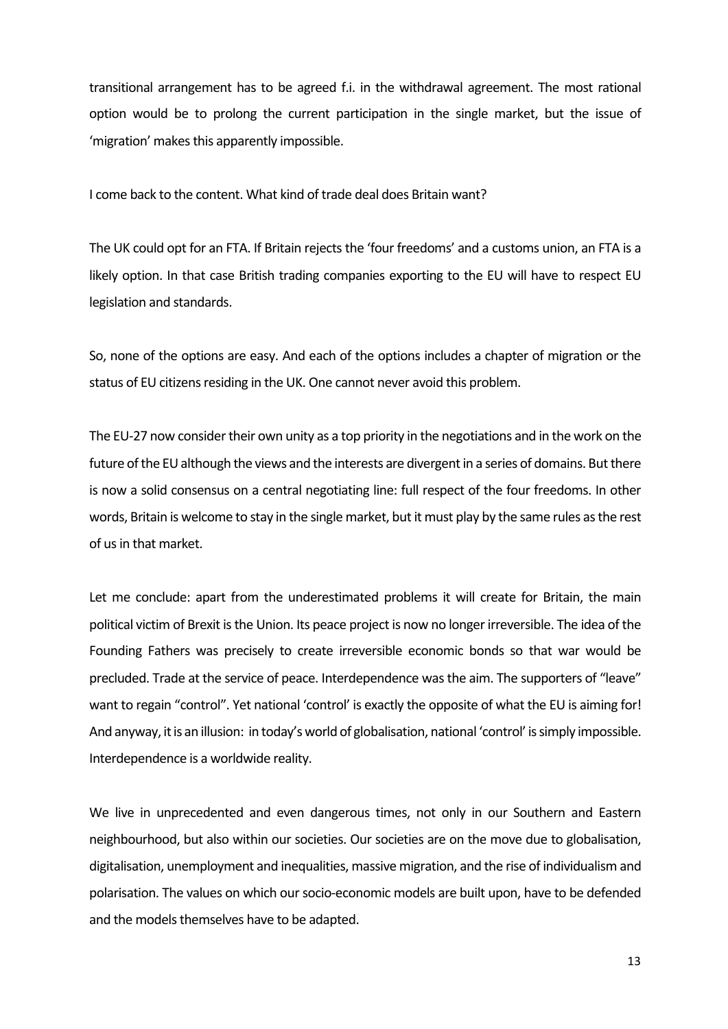transitional arrangement has to be agreed f.i. in the withdrawal agreement. The most rational option would be to prolong the current participation in the single market, but the issue of 'migration' makes this apparently impossible.

I come back to the content. What kind of trade deal does Britain want?

The UK could opt for an FTA. If Britain rejects the 'four freedoms' and a customs union, an FTA is a likely option. In that case British trading companies exporting to the EU will have to respect EU legislation and standards.

So, none of the options are easy. And each of the options includes a chapter of migration or the status of EU citizens residing in the UK. One cannot never avoid this problem.

The EU-27 now consider their own unity as a top priority in the negotiations and in the work on the future of the EU although the views and the interests are divergent in a series of domains. But there is now a solid consensus on a central negotiating line: full respect of the four freedoms. In other words, Britain is welcome to stay in the single market, but it must play by the same rules as the rest of us in that market.

Let me conclude: apart from the underestimated problems it will create for Britain, the main political victim of Brexit is the Union. Its peace project is now no longer irreversible. The idea of the Founding Fathers was precisely to create irreversible economic bonds so that war would be precluded. Trade at the service of peace. Interdependence was the aim. The supporters of "leave" want to regain "control". Yet national 'control' is exactly the opposite of what the EU is aiming for! And anyway, it is an illusion: in today's world of globalisation, national 'control' is simply impossible. Interdependence is a worldwide reality.

We live in unprecedented and even dangerous times, not only in our Southern and Eastern neighbourhood, but also within our societies. Our societies are on the move due to globalisation, digitalisation, unemployment and inequalities, massive migration, and the rise of individualism and polarisation. The values on which our socio-economic models are built upon, have to be defended and the models themselves have to be adapted.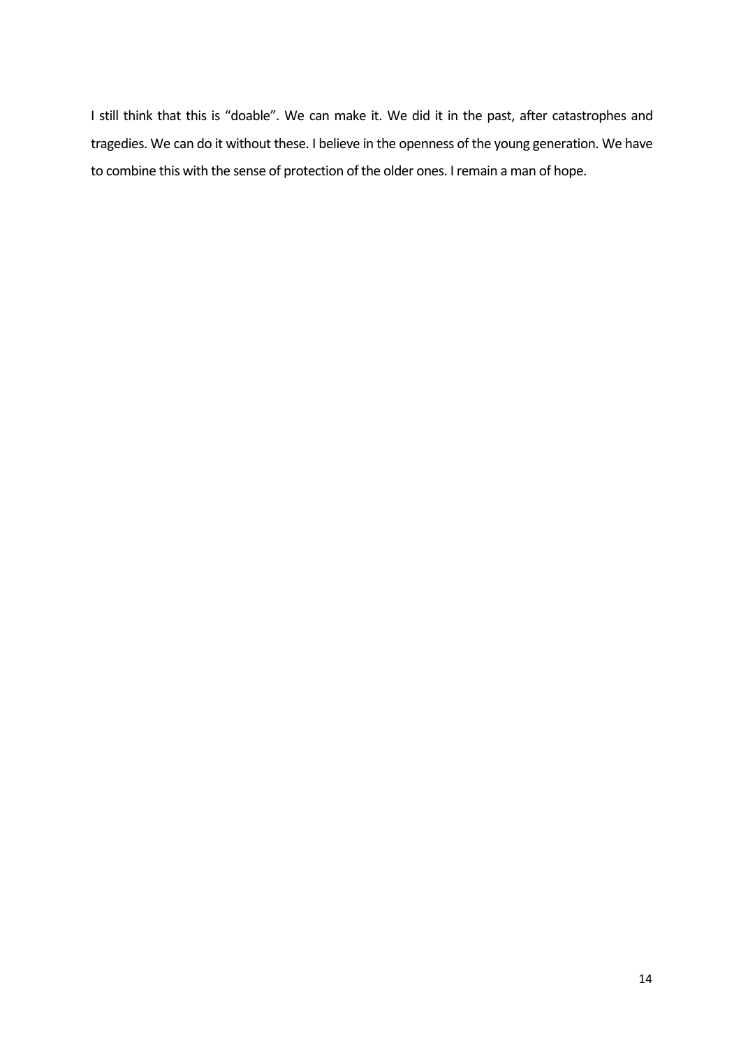I still think that this is "doable". We can make it. We did it in the past, after catastrophes and tragedies. We can do it without these. I believe in the openness of the young generation. We have to combine this with the sense of protection of the older ones. I remain a man of hope.